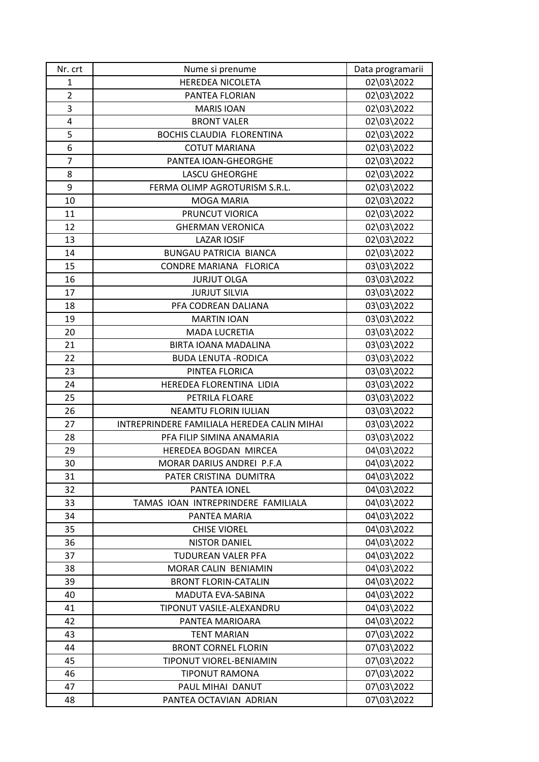| Nr. crt | Nume si prenume | Data programarii |
|---|---|---|
| 1 | HEREDEA NICOLETA | 02\03\2022 |
| 2 | PANTEA FLORIAN | 02\03\2022 |
| 3 | MARIS IOAN | 02\03\2022 |
| 4 | BRONT VALER | 02\03\2022 |
| 5 | BOCHIS CLAUDIA FLORENTINA | 02\03\2022 |
| 6 | COTUT MARIANA | 02\03\2022 |
| 7 | PANTEA IOAN-GHEORGHE | 02\03\2022 |
| 8 | LASCU GHEORGHE | 02\03\2022 |
| 9 | FERMA OLIMP AGROTURISM S.R.L. | 02\03\2022 |
| 10 | MOGA MARIA | 02\03\2022 |
| 11 | PRUNCUT VIORICA | 02\03\2022 |
| 12 | GHERMAN VERONICA | 02\03\2022 |
| 13 | LAZAR IOSIF | 02\03\2022 |
| 14 | BUNGAU PATRICIA BIANCA | 02\03\2022 |
| 15 | CONDRE MARIANA FLORICA | 03\03\2022 |
| 16 | JURJUT OLGA | 03\03\2022 |
| 17 | JURJUT SILVIA | 03\03\2022 |
| 18 | PFA CODREAN DALIANA | 03\03\2022 |
| 19 | MARTIN IOAN | 03\03\2022 |
| 20 | MADA LUCRETIA | 03\03\2022 |
| 21 | BIRTA IOANA MADALINA | 03\03\2022 |
| 22 | BUDA LENUTA -RODICA | 03\03\2022 |
| 23 | PINTEA FLORICA | 03\03\2022 |
| 24 | HEREDEA FLORENTINA LIDIA | 03\03\2022 |
| 25 | PETRILA FLOARE | 03\03\2022 |
| 26 | NEAMTU FLORIN IULIAN | 03\03\2022 |
| 27 | INTREPRINDERE FAMILIALA HEREDEA CALIN MIHAI | 03\03\2022 |
| 28 | PFA FILIP SIMINA ANAMARIA | 03\03\2022 |
| 29 | HEREDEA BOGDAN MIRCEA | 04\03\2022 |
| 30 | MORAR DARIUS ANDREI P.F.A | 04\03\2022 |
| 31 | PATER CRISTINA DUMITRA | 04\03\2022 |
| 32 | PANTEA IONEL | 04\03\2022 |
| 33 | TAMAS IOAN INTREPRINDERE FAMILIALA | 04\03\2022 |
| 34 | PANTEA MARIA | 04\03\2022 |
| 35 | CHISE VIOREL | 04\03\2022 |
| 36 | NISTOR DANIEL | 04\03\2022 |
| 37 | TUDUREAN VALER PFA | 04\03\2022 |
| 38 | MORAR CALIN BENIAMIN | 04\03\2022 |
| 39 | BRONT FLORIN-CATALIN | 04\03\2022 |
| 40 | MADUTA EVA-SABINA | 04\03\2022 |
| 41 | TIPONUT VASILE-ALEXANDRU | 04\03\2022 |
| 42 | PANTEA MARIOARA | 04\03\2022 |
| 43 | TENT MARIAN | 07\03\2022 |
| 44 | BRONT CORNEL FLORIN | 07\03\2022 |
| 45 | TIPONUT VIOREL-BENIAMIN | 07\03\2022 |
| 46 | TIPONUT RAMONA | 07\03\2022 |
| 47 | PAUL MIHAI DANUT | 07\03\2022 |
| 48 | PANTEA OCTAVIAN ADRIAN | 07\03\2022 |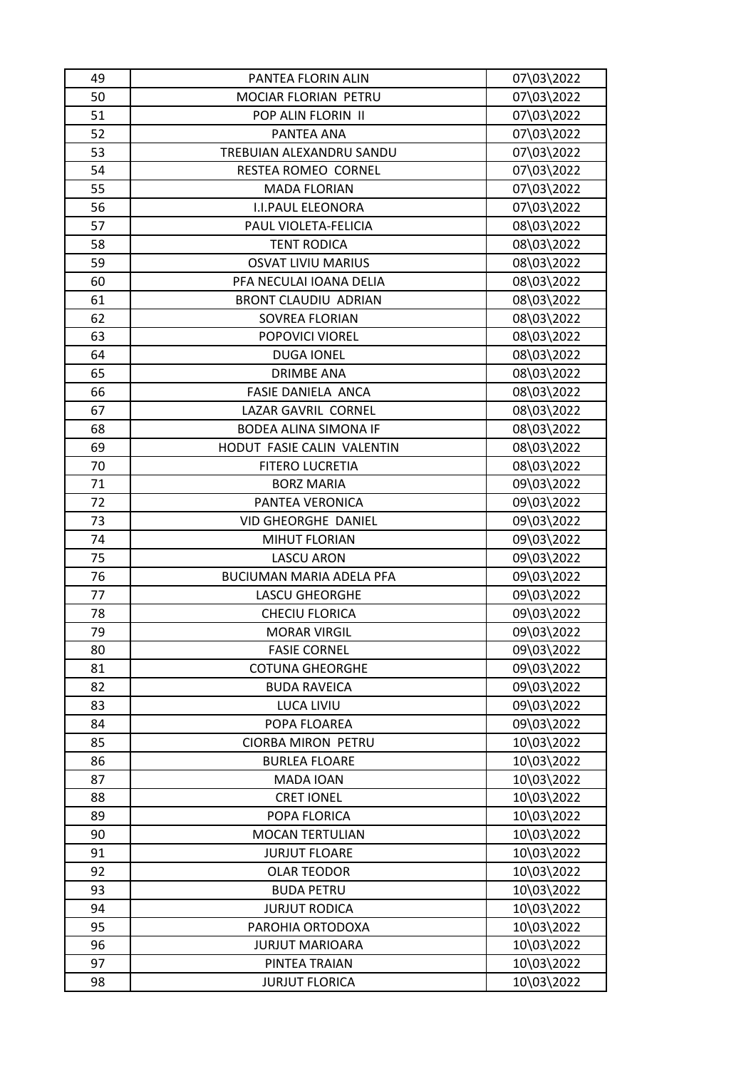| 49 | PANTEA FLORIN ALIN | 07\03\2022 |
|---|---|---|
| 50 | MOCIAR FLORIAN PETRU | 07\03\2022 |
| 51 | POP ALIN FLORIN II | 07\03\2022 |
| 52 | PANTEA ANA | 07\03\2022 |
| 53 | TREBUIAN ALEXANDRU SANDU | 07\03\2022 |
| 54 | RESTEA ROMEO CORNEL | 07\03\2022 |
| 55 | MADA FLORIAN | 07\03\2022 |
| 56 | I.I.PAUL ELEONORA | 07\03\2022 |
| 57 | PAUL VIOLETA-FELICIA | 08\03\2022 |
| 58 | TENT RODICA | 08\03\2022 |
| 59 | OSVAT LIVIU MARIUS | 08\03\2022 |
| 60 | PFA NECULAI IOANA DELIA | 08\03\2022 |
| 61 | BRONT CLAUDIU ADRIAN | 08\03\2022 |
| 62 | SOVREA FLORIAN | 08\03\2022 |
| 63 | POPOVICI VIOREL | 08\03\2022 |
| 64 | DUGA IONEL | 08\03\2022 |
| 65 | DRIMBE ANA | 08\03\2022 |
| 66 | FASIE DANIELA ANCA | 08\03\2022 |
| 67 | LAZAR GAVRIL CORNEL | 08\03\2022 |
| 68 | BODEA ALINA SIMONA IF | 08\03\2022 |
| 69 | HODUT FASIE CALIN VALENTIN | 08\03\2022 |
| 70 | FITERO LUCRETIA | 08\03\2022 |
| 71 | BORZ MARIA | 09\03\2022 |
| 72 | PANTEA VERONICA | 09\03\2022 |
| 73 | VID GHEORGHE DANIEL | 09\03\2022 |
| 74 | MIHUT FLORIAN | 09\03\2022 |
| 75 | LASCU ARON | 09\03\2022 |
| 76 | BUCIUMAN MARIA ADELA PFA | 09\03\2022 |
| 77 | LASCU GHEORGHE | 09\03\2022 |
| 78 | CHECIU FLORICA | 09\03\2022 |
| 79 | MORAR VIRGIL | 09\03\2022 |
| 80 | FASIE CORNEL | 09\03\2022 |
| 81 | COTUNA GHEORGHE | 09\03\2022 |
| 82 | BUDA RAVEICA | 09\03\2022 |
| 83 | LUCA LIVIU | 09\03\2022 |
| 84 | POPA FLOAREA | 09\03\2022 |
| 85 | CIORBA MIRON PETRU | 10\03\2022 |
| 86 | BURLEA FLOARE | 10\03\2022 |
| 87 | MADA IOAN | 10\03\2022 |
| 88 | CRET IONEL | 10\03\2022 |
| 89 | POPA FLORICA | 10\03\2022 |
| 90 | MOCAN TERTULIAN | 10\03\2022 |
| 91 | JURJUT FLOARE | 10\03\2022 |
| 92 | OLAR TEODOR | 10\03\2022 |
| 93 | BUDA PETRU | 10\03\2022 |
| 94 | JURJUT RODICA | 10\03\2022 |
| 95 | PAROHIA ORTODOXA | 10\03\2022 |
| 96 | JURJUT MARIOARA | 10\03\2022 |
| 97 | PINTEA TRAIAN | 10\03\2022 |
| 98 | JURJUT FLORICA | 10\03\2022 |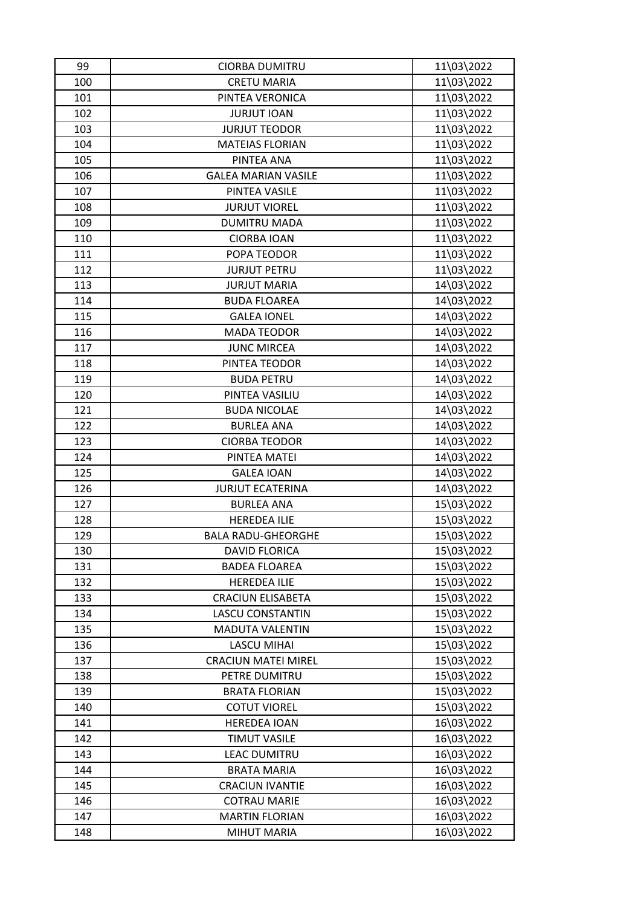| 99 | CIORBA DUMITRU | 11\03\2022 |
|---|---|---|
| 100 | CRETU MARIA | 11\03\2022 |
| 101 | PINTEA VERONICA | 11\03\2022 |
| 102 | JURJUT IOAN | 11\03\2022 |
| 103 | JURJUT TEODOR | 11\03\2022 |
| 104 | MATEIAS FLORIAN | 11\03\2022 |
| 105 | PINTEA ANA | 11\03\2022 |
| 106 | GALEA MARIAN VASILE | 11\03\2022 |
| 107 | PINTEA VASILE | 11\03\2022 |
| 108 | JURJUT VIOREL | 11\03\2022 |
| 109 | DUMITRU MADA | 11\03\2022 |
| 110 | CIORBA IOAN | 11\03\2022 |
| 111 | POPA TEODOR | 11\03\2022 |
| 112 | JURJUT PETRU | 11\03\2022 |
| 113 | JURJUT MARIA | 14\03\2022 |
| 114 | BUDA FLOAREA | 14\03\2022 |
| 115 | GALEA IONEL | 14\03\2022 |
| 116 | MADA TEODOR | 14\03\2022 |
| 117 | JUNC MIRCEA | 14\03\2022 |
| 118 | PINTEA TEODOR | 14\03\2022 |
| 119 | BUDA PETRU | 14\03\2022 |
| 120 | PINTEA VASILIU | 14\03\2022 |
| 121 | BUDA NICOLAE | 14\03\2022 |
| 122 | BURLEA ANA | 14\03\2022 |
| 123 | CIORBA TEODOR | 14\03\2022 |
| 124 | PINTEA MATEI | 14\03\2022 |
| 125 | GALEA IOAN | 14\03\2022 |
| 126 | JURJUT ECATERINA | 14\03\2022 |
| 127 | BURLEA ANA | 15\03\2022 |
| 128 | HEREDEA ILIE | 15\03\2022 |
| 129 | BALA RADU-GHEORGHE | 15\03\2022 |
| 130 | DAVID FLORICA | 15\03\2022 |
| 131 | BADEA FLOAREA | 15\03\2022 |
| 132 | HEREDEA ILIE | 15\03\2022 |
| 133 | CRACIUN ELISABETA | 15\03\2022 |
| 134 | LASCU CONSTANTIN | 15\03\2022 |
| 135 | MADUTA VALENTIN | 15\03\2022 |
| 136 | LASCU MIHAI | 15\03\2022 |
| 137 | CRACIUN MATEI MIREL | 15\03\2022 |
| 138 | PETRE DUMITRU | 15\03\2022 |
| 139 | BRATA FLORIAN | 15\03\2022 |
| 140 | COTUT VIOREL | 15\03\2022 |
| 141 | HEREDEA IOAN | 16\03\2022 |
| 142 | TIMUT VASILE | 16\03\2022 |
| 143 | LEAC DUMITRU | 16\03\2022 |
| 144 | BRATA MARIA | 16\03\2022 |
| 145 | CRACIUN IVANTIE | 16\03\2022 |
| 146 | COTRAU MARIE | 16\03\2022 |
| 147 | MARTIN FLORIAN | 16\03\2022 |
| 148 | MIHUT MARIA | 16\03\2022 |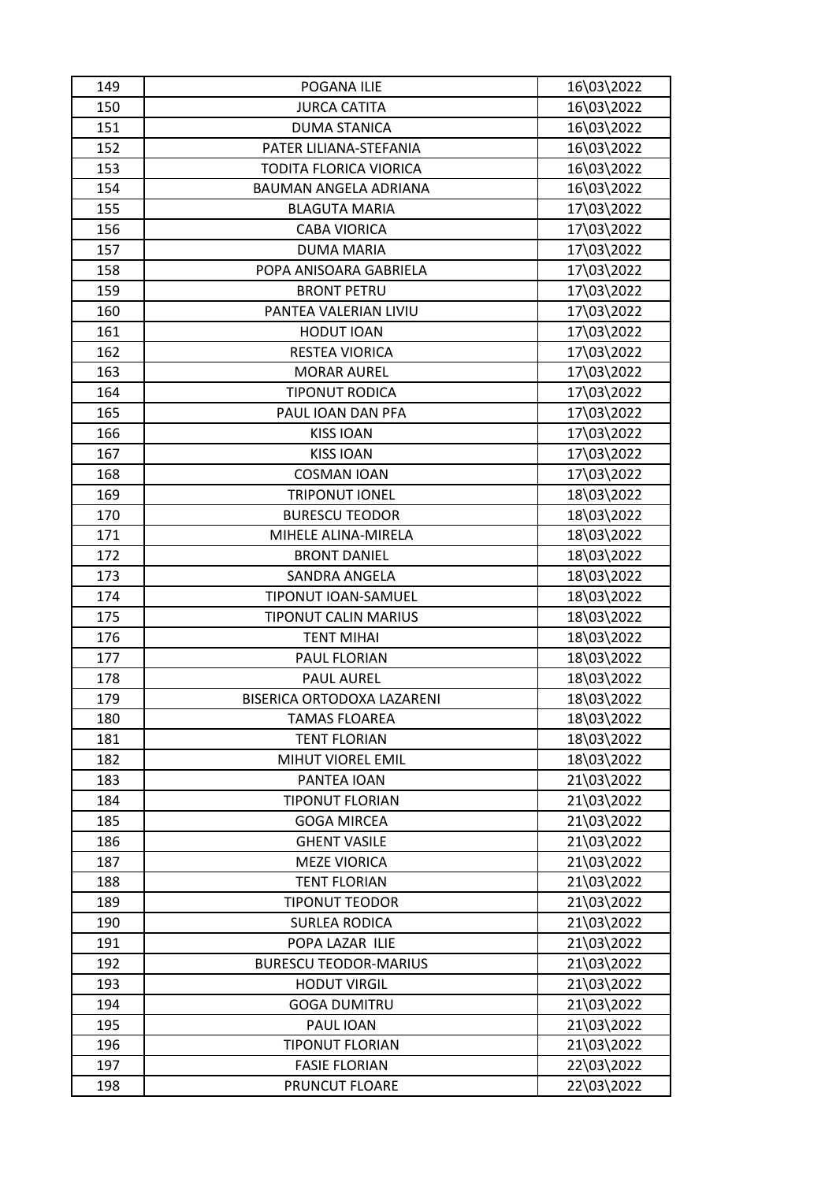| 149 | POGANA ILIE | 16\03\2022 |
|---|---|---|
| 150 | JURCA CATITA | 16\03\2022 |
| 151 | DUMA STANICA | 16\03\2022 |
| 152 | PATER LILIANA-STEFANIA | 16\03\2022 |
| 153 | TODITA FLORICA VIORICA | 16\03\2022 |
| 154 | BAUMAN ANGELA ADRIANA | 16\03\2022 |
| 155 | BLAGUTA MARIA | 17\03\2022 |
| 156 | CABA VIORICA | 17\03\2022 |
| 157 | DUMA MARIA | 17\03\2022 |
| 158 | POPA ANISOARA GABRIELA | 17\03\2022 |
| 159 | BRONT PETRU | 17\03\2022 |
| 160 | PANTEA VALERIAN LIVIU | 17\03\2022 |
| 161 | HODUT IOAN | 17\03\2022 |
| 162 | RESTEA VIORICA | 17\03\2022 |
| 163 | MORAR AUREL | 17\03\2022 |
| 164 | TIPONUT RODICA | 17\03\2022 |
| 165 | PAUL IOAN DAN PFA | 17\03\2022 |
| 166 | KISS IOAN | 17\03\2022 |
| 167 | KISS IOAN | 17\03\2022 |
| 168 | COSMAN IOAN | 17\03\2022 |
| 169 | TRIPONUT IONEL | 18\03\2022 |
| 170 | BURESCU TEODOR | 18\03\2022 |
| 171 | MIHELE ALINA-MIRELA | 18\03\2022 |
| 172 | BRONT DANIEL | 18\03\2022 |
| 173 | SANDRA ANGELA | 18\03\2022 |
| 174 | TIPONUT IOAN-SAMUEL | 18\03\2022 |
| 175 | TIPONUT CALIN MARIUS | 18\03\2022 |
| 176 | TENT MIHAI | 18\03\2022 |
| 177 | PAUL FLORIAN | 18\03\2022 |
| 178 | PAUL AUREL | 18\03\2022 |
| 179 | BISERICA ORTODOXA LAZARENI | 18\03\2022 |
| 180 | TAMAS FLOAREA | 18\03\2022 |
| 181 | TENT FLORIAN | 18\03\2022 |
| 182 | MIHUT VIOREL EMIL | 18\03\2022 |
| 183 | PANTEA IOAN | 21\03\2022 |
| 184 | TIPONUT FLORIAN | 21\03\2022 |
| 185 | GOGA MIRCEA | 21\03\2022 |
| 186 | GHENT VASILE | 21\03\2022 |
| 187 | MEZE VIORICA | 21\03\2022 |
| 188 | TENT FLORIAN | 21\03\2022 |
| 189 | TIPONUT TEODOR | 21\03\2022 |
| 190 | SURLEA RODICA | 21\03\2022 |
| 191 | POPA LAZAR ILIE | 21\03\2022 |
| 192 | BURESCU TEODOR-MARIUS | 21\03\2022 |
| 193 | HODUT VIRGIL | 21\03\2022 |
| 194 | GOGA DUMITRU | 21\03\2022 |
| 195 | PAUL IOAN | 21\03\2022 |
| 196 | TIPONUT FLORIAN | 21\03\2022 |
| 197 | FASIE FLORIAN | 22\03\2022 |
| 198 | PRUNCUT FLOARE | 22\03\2022 |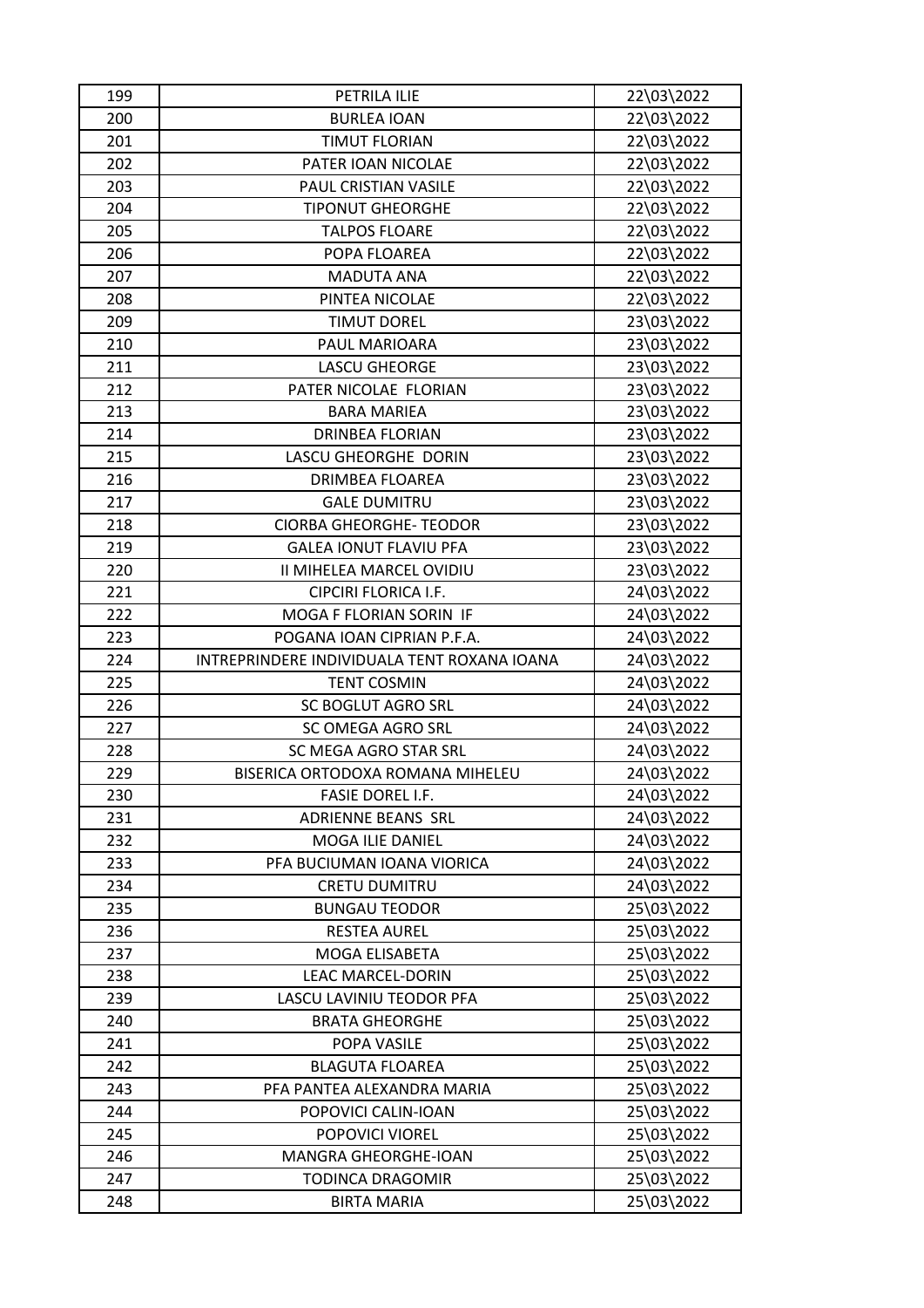| 199 | PETRILA ILIE | 22\03\2022 |
|---|---|---|
| 200 | BURLEA IOAN | 22\03\2022 |
| 201 | TIMUT FLORIAN | 22\03\2022 |
| 202 | PATER IOAN NICOLAE | 22\03\2022 |
| 203 | PAUL CRISTIAN VASILE | 22\03\2022 |
| 204 | TIPONUT GHEORGHE | 22\03\2022 |
| 205 | TALPOS FLOARE | 22\03\2022 |
| 206 | POPA FLOAREA | 22\03\2022 |
| 207 | MADUTA ANA | 22\03\2022 |
| 208 | PINTEA NICOLAE | 22\03\2022 |
| 209 | TIMUT DOREL | 23\03\2022 |
| 210 | PAUL MARIOARA | 23\03\2022 |
| 211 | LASCU GHEORGE | 23\03\2022 |
| 212 | PATER NICOLAE FLORIAN | 23\03\2022 |
| 213 | BARA MARIEA | 23\03\2022 |
| 214 | DRINBEA FLORIAN | 23\03\2022 |
| 215 | LASCU GHEORGHE DORIN | 23\03\2022 |
| 216 | DRIMBEA FLOAREA | 23\03\2022 |
| 217 | GALE DUMITRU | 23\03\2022 |
| 218 | CIORBA GHEORGHE- TEODOR | 23\03\2022 |
| 219 | GALEA IONUT FLAVIU PFA | 23\03\2022 |
| 220 | II MIHELEA MARCEL OVIDIU | 23\03\2022 |
| 221 | CIPCIRI FLORICA I.F. | 24\03\2022 |
| 222 | MOGA F FLORIAN SORIN IF | 24\03\2022 |
| 223 | POGANA IOAN CIPRIAN P.F.A. | 24\03\2022 |
| 224 | INTREPRINDERE INDIVIDUALA TENT ROXANA IOANA | 24\03\2022 |
| 225 | TENT COSMIN | 24\03\2022 |
| 226 | SC BOGLUT AGRO SRL | 24\03\2022 |
| 227 | SC OMEGA AGRO SRL | 24\03\2022 |
| 228 | SC MEGA AGRO STAR SRL | 24\03\2022 |
| 229 | BISERICA ORTODOXA ROMANA MIHELEU | 24\03\2022 |
| 230 | FASIE DOREL I.F. | 24\03\2022 |
| 231 | ADRIENNE BEANS SRL | 24\03\2022 |
| 232 | MOGA ILIE DANIEL | 24\03\2022 |
| 233 | PFA BUCIUMAN IOANA VIORICA | 24\03\2022 |
| 234 | CRETU DUMITRU | 24\03\2022 |
| 235 | BUNGAU TEODOR | 25\03\2022 |
| 236 | RESTEA AUREL | 25\03\2022 |
| 237 | MOGA ELISABETA | 25\03\2022 |
| 238 | LEAC MARCEL-DORIN | 25\03\2022 |
| 239 | LASCU LAVINIU TEODOR PFA | 25\03\2022 |
| 240 | BRATA GHEORGHE | 25\03\2022 |
| 241 | POPA VASILE | 25\03\2022 |
| 242 | BLAGUTA FLOAREA | 25\03\2022 |
| 243 | PFA PANTEA ALEXANDRA MARIA | 25\03\2022 |
| 244 | POPOVICI CALIN-IOAN | 25\03\2022 |
| 245 | POPOVICI VIOREL | 25\03\2022 |
| 246 | MANGRA GHEORGHE-IOAN | 25\03\2022 |
| 247 | TODINCA DRAGOMIR | 25\03\2022 |
| 248 | BIRTA MARIA | 25\03\2022 |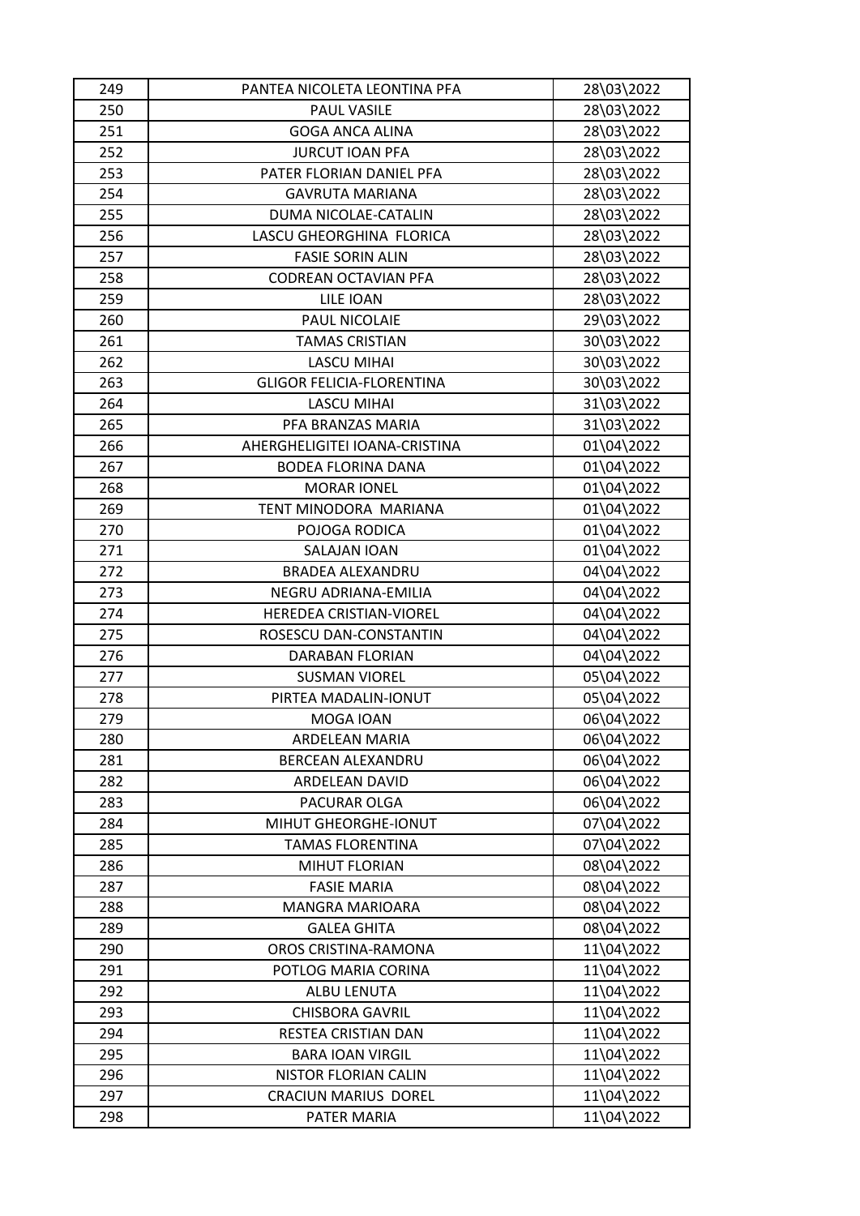| 249 | PANTEA NICOLETA LEONTINA PFA | 28\03\2022 |
|---|---|---|
| 250 | PAUL VASILE | 28\03\2022 |
| 251 | GOGA ANCA ALINA | 28\03\2022 |
| 252 | JURCUT IOAN PFA | 28\03\2022 |
| 253 | PATER FLORIAN DANIEL PFA | 28\03\2022 |
| 254 | GAVRUTA MARIANA | 28\03\2022 |
| 255 | DUMA NICOLAE-CATALIN | 28\03\2022 |
| 256 | LASCU GHEORGHINA FLORICA | 28\03\2022 |
| 257 | FASIE SORIN ALIN | 28\03\2022 |
| 258 | CODREAN OCTAVIAN PFA | 28\03\2022 |
| 259 | LILE IOAN | 28\03\2022 |
| 260 | PAUL NICOLAIE | 29\03\2022 |
| 261 | TAMAS CRISTIAN | 30\03\2022 |
| 262 | LASCU MIHAI | 30\03\2022 |
| 263 | GLIGOR FELICIA-FLORENTINA | 30\03\2022 |
| 264 | LASCU MIHAI | 31\03\2022 |
| 265 | PFA BRANZAS MARIA | 31\03\2022 |
| 266 | AHERGHELIGITEI IOANA-CRISTINA | 01\04\2022 |
| 267 | BODEA FLORINA DANA | 01\04\2022 |
| 268 | MORAR IONEL | 01\04\2022 |
| 269 | TENT MINODORA MARIANA | 01\04\2022 |
| 270 | POJOGA RODICA | 01\04\2022 |
| 271 | SALAJAN IOAN | 01\04\2022 |
| 272 | BRADEA ALEXANDRU | 04\04\2022 |
| 273 | NEGRU ADRIANA-EMILIA | 04\04\2022 |
| 274 | HEREDEA CRISTIAN-VIOREL | 04\04\2022 |
| 275 | ROSESCU DAN-CONSTANTIN | 04\04\2022 |
| 276 | DARABAN FLORIAN | 04\04\2022 |
| 277 | SUSMAN VIOREL | 05\04\2022 |
| 278 | PIRTEA MADALIN-IONUT | 05\04\2022 |
| 279 | MOGA IOAN | 06\04\2022 |
| 280 | ARDELEAN MARIA | 06\04\2022 |
| 281 | BERCEAN ALEXANDRU | 06\04\2022 |
| 282 | ARDELEAN DAVID | 06\04\2022 |
| 283 | PACURAR OLGA | 06\04\2022 |
| 284 | MIHUT GHEORGHE-IONUT | 07\04\2022 |
| 285 | TAMAS FLORENTINA | 07\04\2022 |
| 286 | MIHUT FLORIAN | 08\04\2022 |
| 287 | FASIE MARIA | 08\04\2022 |
| 288 | MANGRA MARIOARA | 08\04\2022 |
| 289 | GALEA GHITA | 08\04\2022 |
| 290 | OROS CRISTINA-RAMONA | 11\04\2022 |
| 291 | POTLOG MARIA CORINA | 11\04\2022 |
| 292 | ALBU LENUTA | 11\04\2022 |
| 293 | CHISBORA GAVRIL | 11\04\2022 |
| 294 | RESTEA CRISTIAN DAN | 11\04\2022 |
| 295 | BARA IOAN VIRGIL | 11\04\2022 |
| 296 | NISTOR FLORIAN CALIN | 11\04\2022 |
| 297 | CRACIUN MARIUS DOREL | 11\04\2022 |
| 298 | PATER MARIA | 11\04\2022 |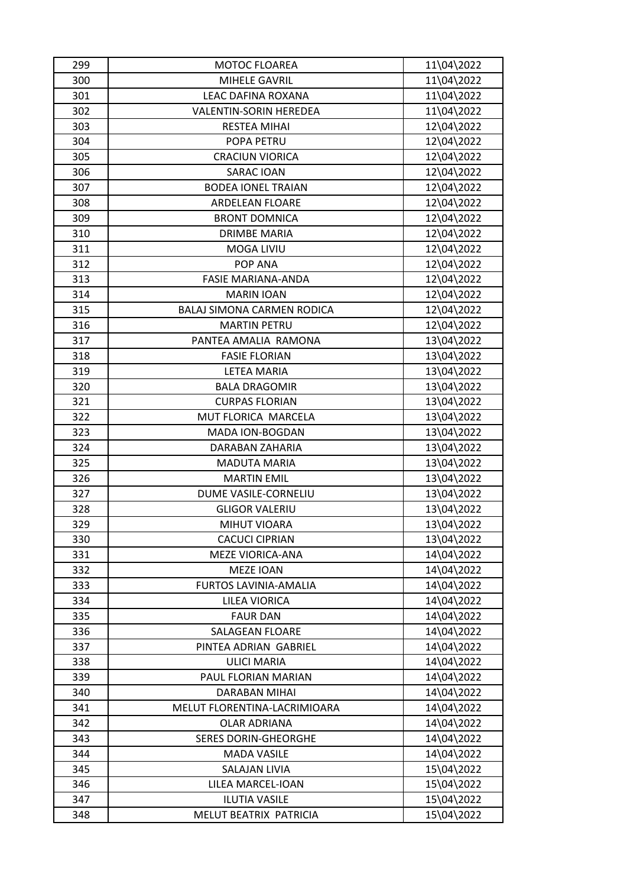| 299 | MOTOC FLOAREA | 11\04\2022 |
|---|---|---|
| 300 | MIHELE GAVRIL | 11\04\2022 |
| 301 | LEAC DAFINA ROXANA | 11\04\2022 |
| 302 | VALENTIN-SORIN HEREDEA | 11\04\2022 |
| 303 | RESTEA MIHAI | 12\04\2022 |
| 304 | POPA PETRU | 12\04\2022 |
| 305 | CRACIUN VIORICA | 12\04\2022 |
| 306 | SARAC IOAN | 12\04\2022 |
| 307 | BODEA IONEL TRAIAN | 12\04\2022 |
| 308 | ARDELEAN FLOARE | 12\04\2022 |
| 309 | BRONT DOMNICA | 12\04\2022 |
| 310 | DRIMBE MARIA | 12\04\2022 |
| 311 | MOGA LIVIU | 12\04\2022 |
| 312 | POP ANA | 12\04\2022 |
| 313 | FASIE MARIANA-ANDA | 12\04\2022 |
| 314 | MARIN IOAN | 12\04\2022 |
| 315 | BALAJ SIMONA CARMEN RODICA | 12\04\2022 |
| 316 | MARTIN PETRU | 12\04\2022 |
| 317 | PANTEA AMALIA RAMONA | 13\04\2022 |
| 318 | FASIE FLORIAN | 13\04\2022 |
| 319 | LETEA MARIA | 13\04\2022 |
| 320 | BALA DRAGOMIR | 13\04\2022 |
| 321 | CURPAS FLORIAN | 13\04\2022 |
| 322 | MUT FLORICA MARCELA | 13\04\2022 |
| 323 | MADA ION-BOGDAN | 13\04\2022 |
| 324 | DARABAN ZAHARIA | 13\04\2022 |
| 325 | MADUTA MARIA | 13\04\2022 |
| 326 | MARTIN EMIL | 13\04\2022 |
| 327 | DUME VASILE-CORNELIU | 13\04\2022 |
| 328 | GLIGOR VALERIU | 13\04\2022 |
| 329 | MIHUT VIOARA | 13\04\2022 |
| 330 | CACUCI CIPRIAN | 13\04\2022 |
| 331 | MEZE VIORICA-ANA | 14\04\2022 |
| 332 | MEZE IOAN | 14\04\2022 |
| 333 | FURTOS LAVINIA-AMALIA | 14\04\2022 |
| 334 | LILEA VIORICA | 14\04\2022 |
| 335 | FAUR DAN | 14\04\2022 |
| 336 | SALAGEAN FLOARE | 14\04\2022 |
| 337 | PINTEA ADRIAN GABRIEL | 14\04\2022 |
| 338 | ULICI MARIA | 14\04\2022 |
| 339 | PAUL FLORIAN MARIAN | 14\04\2022 |
| 340 | DARABAN MIHAI | 14\04\2022 |
| 341 | MELUT FLORENTINA-LACRIMIOARA | 14\04\2022 |
| 342 | OLAR ADRIANA | 14\04\2022 |
| 343 | SERES DORIN-GHEORGHE | 14\04\2022 |
| 344 | MADA VASILE | 14\04\2022 |
| 345 | SALAJAN LIVIA | 15\04\2022 |
| 346 | LILEA MARCEL-IOAN | 15\04\2022 |
| 347 | ILUTIA VASILE | 15\04\2022 |
| 348 | MELUT BEATRIX PATRICIA | 15\04\2022 |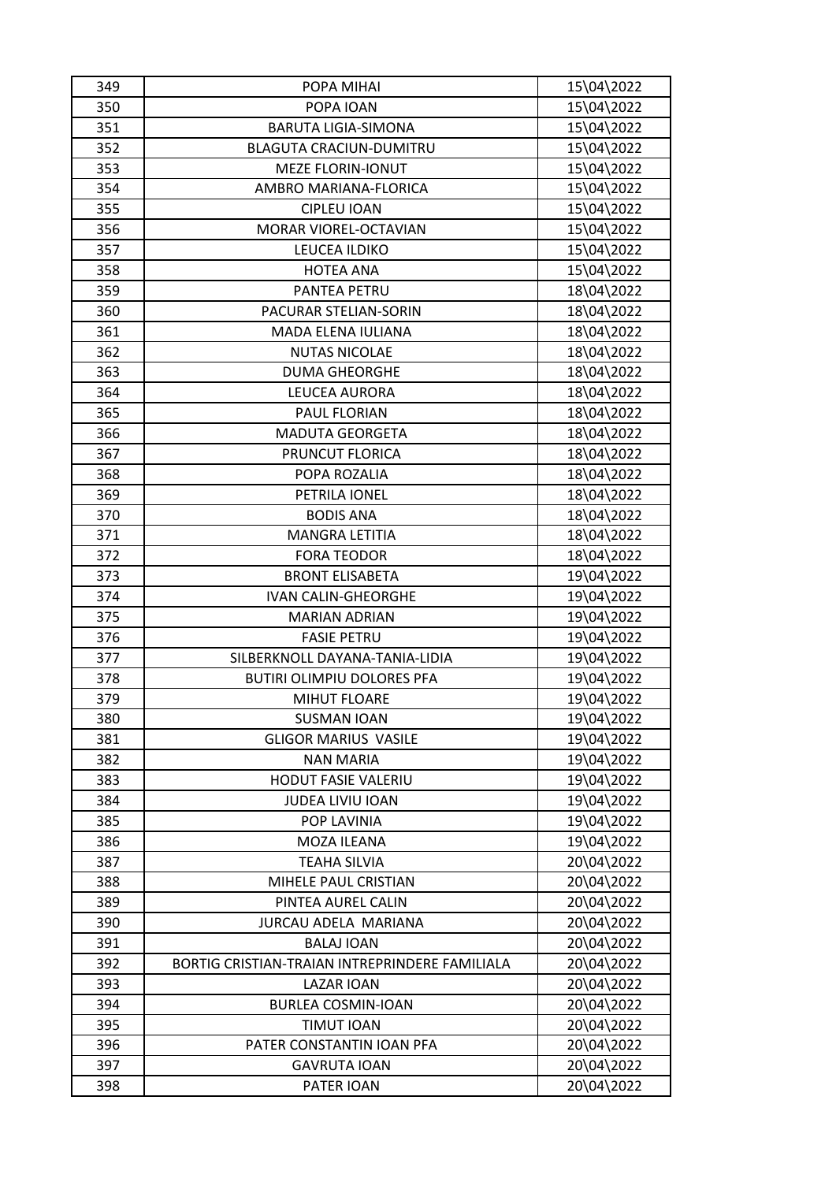| 349 | POPA MIHAI | 15\04\2022 |
|---|---|---|
| 350 | POPA IOAN | 15\04\2022 |
| 351 | BARUTA LIGIA-SIMONA | 15\04\2022 |
| 352 | BLAGUTA CRACIUN-DUMITRU | 15\04\2022 |
| 353 | MEZE FLORIN-IONUT | 15\04\2022 |
| 354 | AMBRO MARIANA-FLORICA | 15\04\2022 |
| 355 | CIPLEU IOAN | 15\04\2022 |
| 356 | MORAR VIOREL-OCTAVIAN | 15\04\2022 |
| 357 | LEUCEA ILDIKO | 15\04\2022 |
| 358 | HOTEA ANA | 15\04\2022 |
| 359 | PANTEA PETRU | 18\04\2022 |
| 360 | PACURAR STELIAN-SORIN | 18\04\2022 |
| 361 | MADA ELENA IULIANA | 18\04\2022 |
| 362 | NUTAS NICOLAE | 18\04\2022 |
| 363 | DUMA GHEORGHE | 18\04\2022 |
| 364 | LEUCEA AURORA | 18\04\2022 |
| 365 | PAUL FLORIAN | 18\04\2022 |
| 366 | MADUTA GEORGETA | 18\04\2022 |
| 367 | PRUNCUT FLORICA | 18\04\2022 |
| 368 | POPA ROZALIA | 18\04\2022 |
| 369 | PETRILA IONEL | 18\04\2022 |
| 370 | BODIS ANA | 18\04\2022 |
| 371 | MANGRA LETITIA | 18\04\2022 |
| 372 | FORA TEODOR | 18\04\2022 |
| 373 | BRONT ELISABETA | 19\04\2022 |
| 374 | IVAN CALIN-GHEORGHE | 19\04\2022 |
| 375 | MARIAN ADRIAN | 19\04\2022 |
| 376 | FASIE PETRU | 19\04\2022 |
| 377 | SILBERKNOLL DAYANA-TANIA-LIDIA | 19\04\2022 |
| 378 | BUTIRI OLIMPIU DOLORES PFA | 19\04\2022 |
| 379 | MIHUT FLOARE | 19\04\2022 |
| 380 | SUSMAN IOAN | 19\04\2022 |
| 381 | GLIGOR MARIUS VASILE | 19\04\2022 |
| 382 | NAN MARIA | 19\04\2022 |
| 383 | HODUT FASIE VALERIU | 19\04\2022 |
| 384 | JUDEA LIVIU IOAN | 19\04\2022 |
| 385 | POP LAVINIA | 19\04\2022 |
| 386 | MOZA ILEANA | 19\04\2022 |
| 387 | TEAHA SILVIA | 20\04\2022 |
| 388 | MIHELE PAUL CRISTIAN | 20\04\2022 |
| 389 | PINTEA AUREL CALIN | 20\04\2022 |
| 390 | JURCAU ADELA MARIANA | 20\04\2022 |
| 391 | BALAJ IOAN | 20\04\2022 |
| 392 | BORTIG CRISTIAN-TRAIAN INTREPRINDERE FAMILIALA | 20\04\2022 |
| 393 | LAZAR IOAN | 20\04\2022 |
| 394 | BURLEA COSMIN-IOAN | 20\04\2022 |
| 395 | TIMUT IOAN | 20\04\2022 |
| 396 | PATER CONSTANTIN IOAN PFA | 20\04\2022 |
| 397 | GAVRUTA IOAN | 20\04\2022 |
| 398 | PATER IOAN | 20\04\2022 |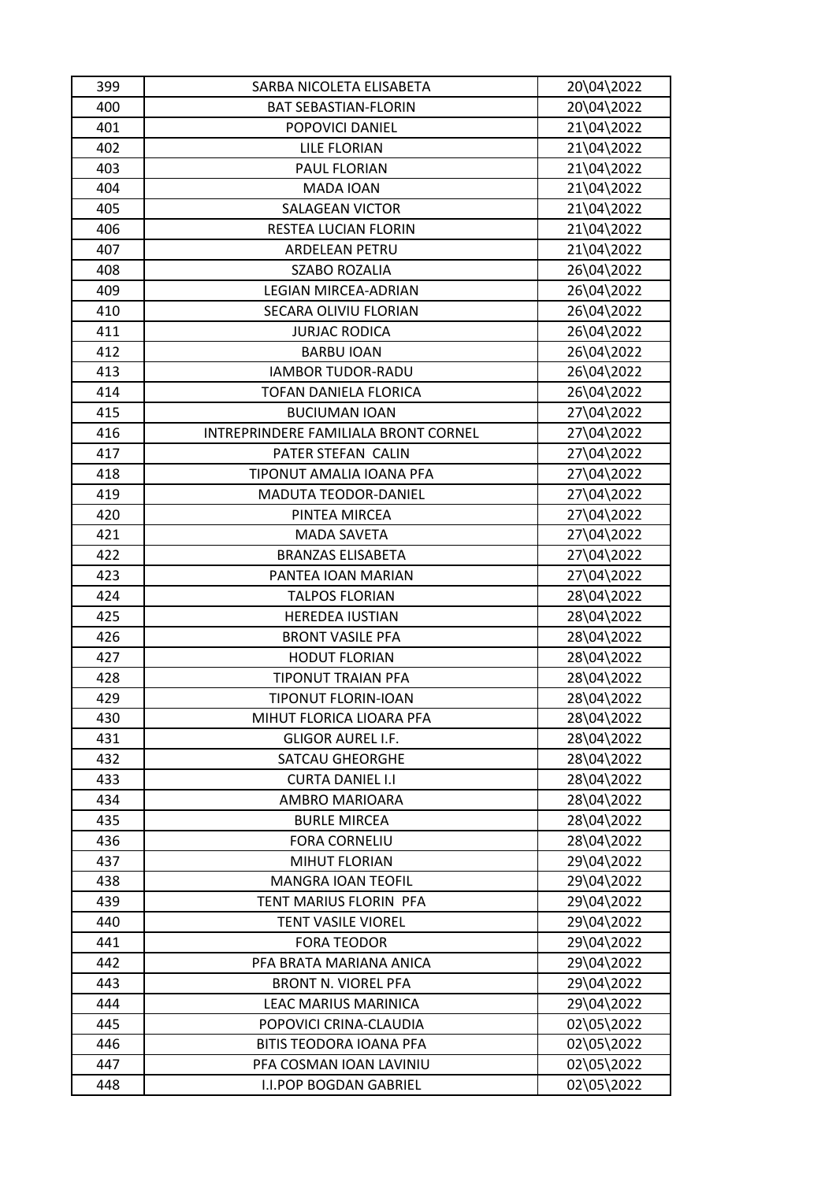| 399 | SARBA NICOLETA ELISABETA | 20\04\2022 |
|---|---|---|
| 400 | BAT SEBASTIAN-FLORIN | 20\04\2022 |
| 401 | POPOVICI DANIEL | 21\04\2022 |
| 402 | LILE FLORIAN | 21\04\2022 |
| 403 | PAUL FLORIAN | 21\04\2022 |
| 404 | MADA IOAN | 21\04\2022 |
| 405 | SALAGEAN VICTOR | 21\04\2022 |
| 406 | RESTEA LUCIAN FLORIN | 21\04\2022 |
| 407 | ARDELEAN PETRU | 21\04\2022 |
| 408 | SZABO ROZALIA | 26\04\2022 |
| 409 | LEGIAN MIRCEA-ADRIAN | 26\04\2022 |
| 410 | SECARA OLIVIU FLORIAN | 26\04\2022 |
| 411 | JURJAC RODICA | 26\04\2022 |
| 412 | BARBU IOAN | 26\04\2022 |
| 413 | IAMBOR TUDOR-RADU | 26\04\2022 |
| 414 | TOFAN DANIELA FLORICA | 26\04\2022 |
| 415 | BUCIUMAN IOAN | 27\04\2022 |
| 416 | INTREPRINDERE FAMILIALA BRONT CORNEL | 27\04\2022 |
| 417 | PATER STEFAN CALIN | 27\04\2022 |
| 418 | TIPONUT AMALIA IOANA PFA | 27\04\2022 |
| 419 | MADUTA TEODOR-DANIEL | 27\04\2022 |
| 420 | PINTEA MIRCEA | 27\04\2022 |
| 421 | MADA SAVETA | 27\04\2022 |
| 422 | BRANZAS ELISABETA | 27\04\2022 |
| 423 | PANTEA IOAN MARIAN | 27\04\2022 |
| 424 | TALPOS FLORIAN | 28\04\2022 |
| 425 | HEREDEA IUSTIAN | 28\04\2022 |
| 426 | BRONT VASILE PFA | 28\04\2022 |
| 427 | HODUT FLORIAN | 28\04\2022 |
| 428 | TIPONUT TRAIAN PFA | 28\04\2022 |
| 429 | TIPONUT FLORIN-IOAN | 28\04\2022 |
| 430 | MIHUT FLORICA LIOARA PFA | 28\04\2022 |
| 431 | GLIGOR AUREL I.F. | 28\04\2022 |
| 432 | SATCAU GHEORGHE | 28\04\2022 |
| 433 | CURTA DANIEL I.I | 28\04\2022 |
| 434 | AMBRO MARIOARA | 28\04\2022 |
| 435 | BURLE MIRCEA | 28\04\2022 |
| 436 | FORA CORNELIU | 28\04\2022 |
| 437 | MIHUT FLORIAN | 29\04\2022 |
| 438 | MANGRA IOAN TEOFIL | 29\04\2022 |
| 439 | TENT MARIUS FLORIN PFA | 29\04\2022 |
| 440 | TENT VASILE VIOREL | 29\04\2022 |
| 441 | FORA TEODOR | 29\04\2022 |
| 442 | PFA BRATA MARIANA ANICA | 29\04\2022 |
| 443 | BRONT N. VIOREL PFA | 29\04\2022 |
| 444 | LEAC MARIUS MARINICA | 29\04\2022 |
| 445 | POPOVICI CRINA-CLAUDIA | 02\05\2022 |
| 446 | BITIS TEODORA IOANA PFA | 02\05\2022 |
| 447 | PFA COSMAN IOAN LAVINIU | 02\05\2022 |
| 448 | I.I.POP BOGDAN GABRIEL | 02\05\2022 |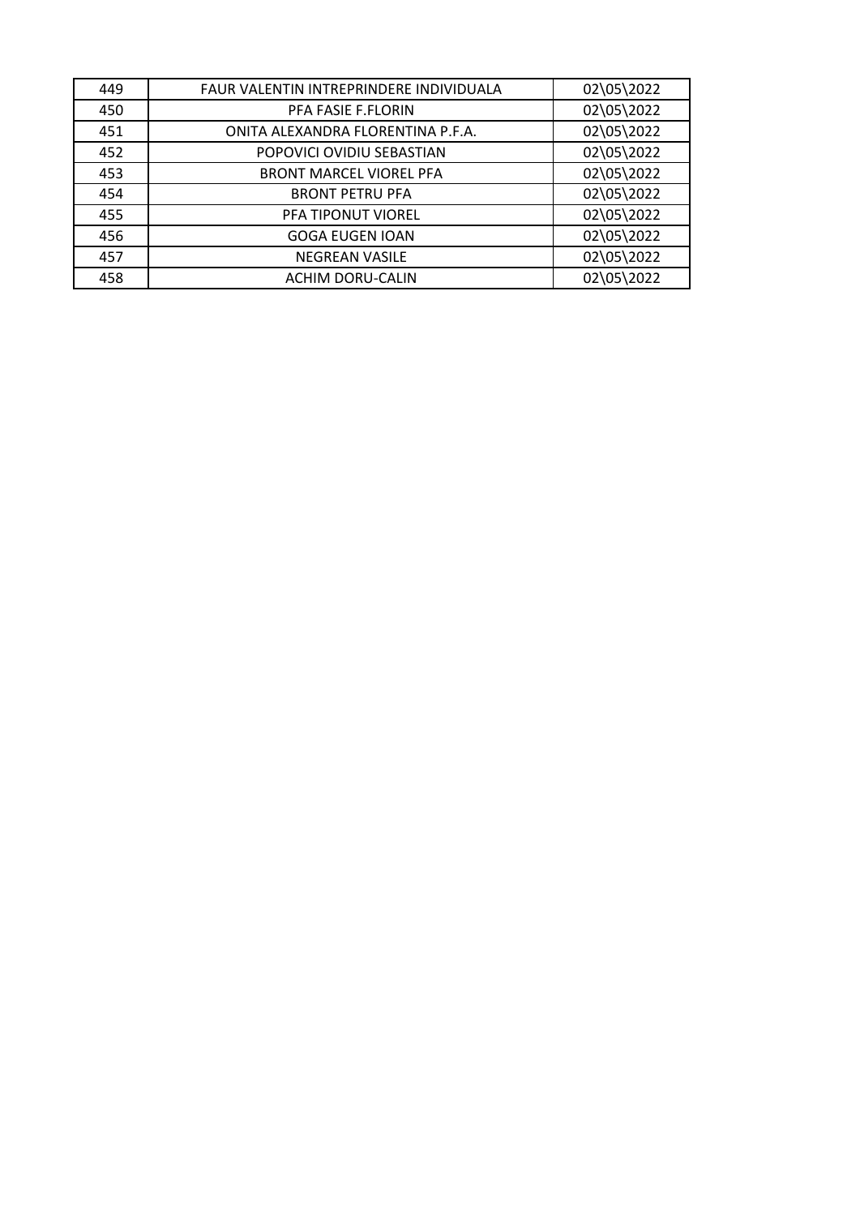| | | |
|---|---|---|
| 449 | FAUR VALENTIN INTREPRINDERE INDIVIDUALA | 02\05\2022 |
| 450 | PFA FASIE F.FLORIN | 02\05\2022 |
| 451 | ONITA ALEXANDRA FLORENTINA P.F.A. | 02\05\2022 |
| 452 | POPOVICI OVIDIU SEBASTIAN | 02\05\2022 |
| 453 | BRONT MARCEL VIOREL PFA | 02\05\2022 |
| 454 | BRONT PETRU PFA | 02\05\2022 |
| 455 | PFA TIPONUT VIOREL | 02\05\2022 |
| 456 | GOGA EUGEN IOAN | 02\05\2022 |
| 457 | NEGREAN VASILE | 02\05\2022 |
| 458 | ACHIM DORU-CALIN | 02\05\2022 |